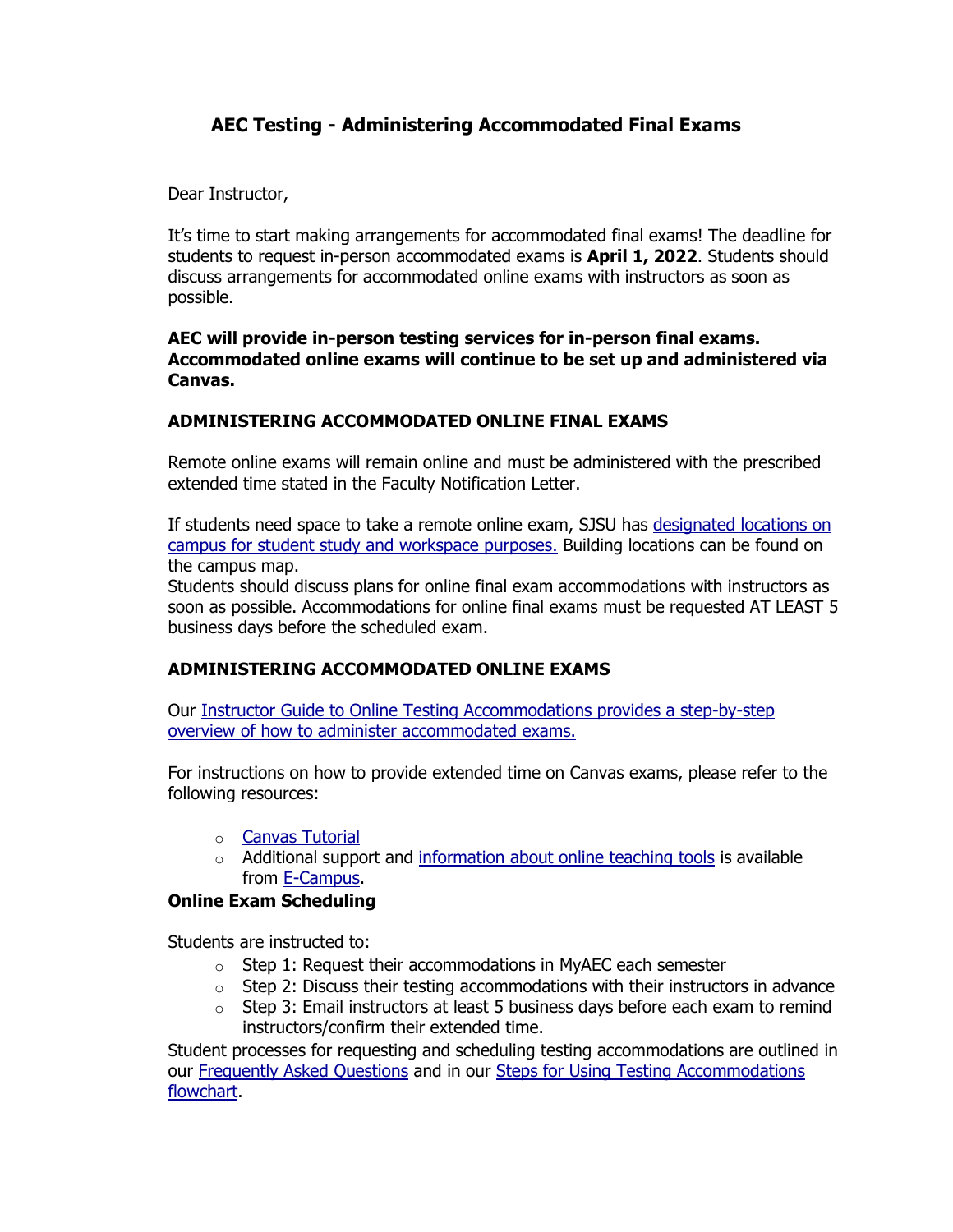# AEC Testing - Administering Accommodated Final Exams

Dear Instructor,

It's time to start making arrangements for accommodated final exams! The deadline for students to request in-person accommodated exams is **April 1, 2022**. Students should discuss arrangements for accommodated online exams with instructors as soon as possible.

**AEC will provide in-person testing services for in-person final exams. Accommodated online exams will continue to be set up and administered via Canvas.**

## ADMINISTERING ACCOMMODATED ONLINE FINAL EXAMS

Remote online exams will remain online and must be administered with the prescribed extended time stated in the Faculty Notification Letter.

If students need space to take a remote online exam, SJSU has designated locations on campus for student study and workspace purposes. Building locations can be found on the campus map.

Students should discuss plans for online final exam accommodations with instructors as soon as possible. Accommodations for online final exams must be requested AT LEAST 5 business days before the scheduled exam.

## ADMINISTERING ACCOMMODATED ONLINE EXAMS

Our Instructor Guide to Online Testing Accommodations provides a step-by-step overview of how to administer accommodated exams.

For instructions on how to provide extended time on Canvas exams, please refer to the following resources:

- Canvas Tutorial
- Additional support and information about online teaching tools is available from E-Campus.

### Online Exam Scheduling

Students are instructed to:

- Step 1: Request their accommodations in MyAEC each semester
- Step 2: Discuss their testing accommodations with their instructors in advance
- Step 3: Email instructors at least 5 business days before each exam to remind instructors/confirm their extended time.

Student processes for requesting and scheduling testing accommodations are outlined in our Frequently Asked Questions and in our Steps for Using Testing Accommodations flowchart.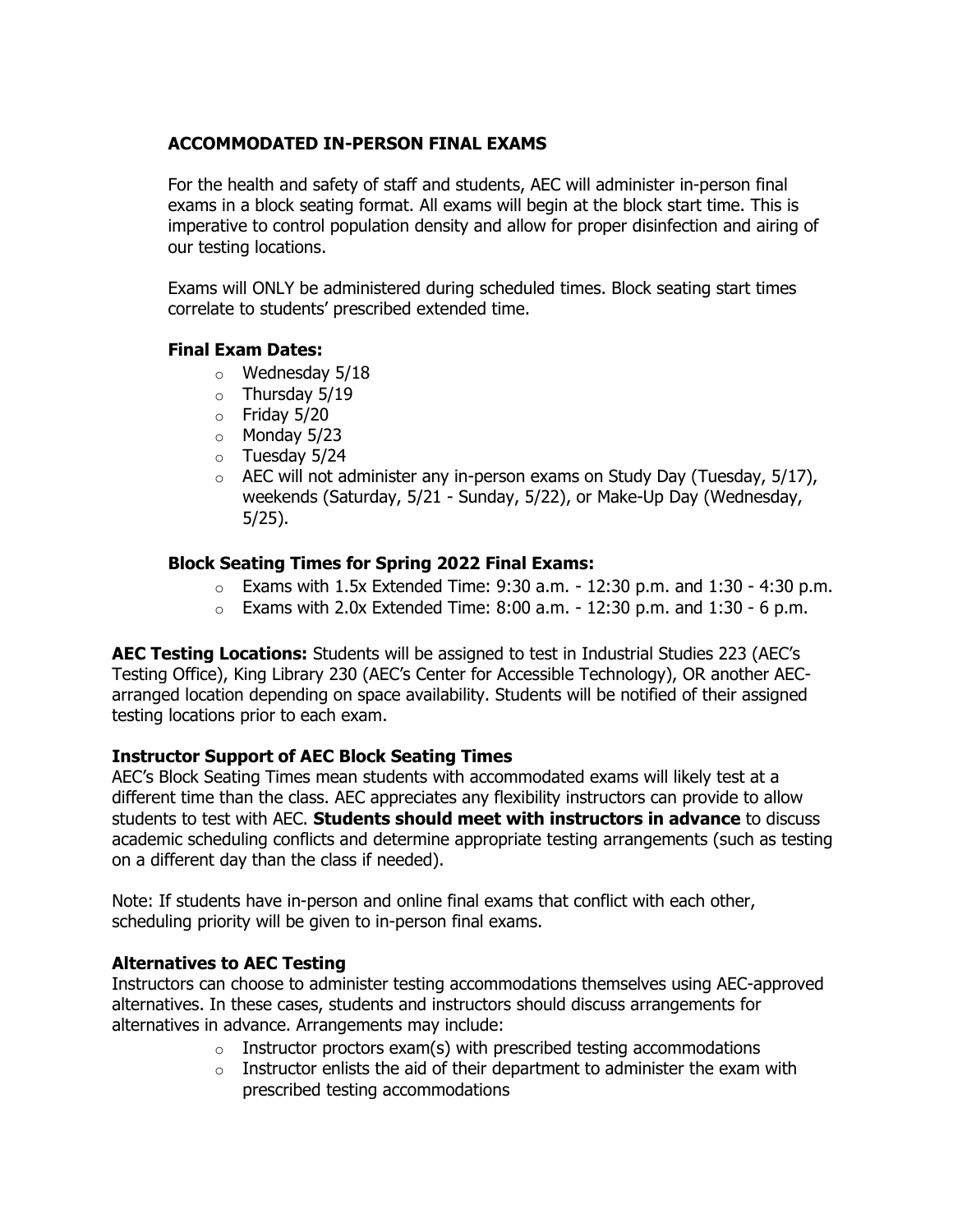## ACCOMMODATED IN-PERSON FINAL EXAMS

For the health and safety of staff and students, AEC will administer in-person final exams in a block seating format. All exams will begin at the block start time. This is imperative to control population density and allow for proper disinfection and airing of our testing locations.

Exams will ONLY be administered during scheduled times. Block seating start times correlate to students' prescribed extended time.

### Final Exam Dates:

- Wednesday 5/18
- Thursday 5/19
- Friday 5/20
- Monday 5/23
- Tuesday 5/24
- AEC will not administer any in-person exams on Study Day (Tuesday, 5/17), weekends (Saturday, 5/21 - Sunday, 5/22), or Make-Up Day (Wednesday, 5/25).

### Block Seating Times for Spring 2022 Final Exams:

- Exams with 1.5x Extended Time: 9:30 a.m. - 12:30 p.m. and 1:30 - 4:30 p.m.
- Exams with 2.0x Extended Time: 8:00 a.m. - 12:30 p.m. and 1:30 - 6 p.m.

**AEC Testing Locations:** Students will be assigned to test in Industrial Studies 223 (AEC's Testing Office), King Library 230 (AEC's Center for Accessible Technology), OR another AEC-arranged location depending on space availability. Students will be notified of their assigned testing locations prior to each exam.

### Instructor Support of AEC Block Seating Times

AEC's Block Seating Times mean students with accommodated exams will likely test at a different time than the class. AEC appreciates any flexibility instructors can provide to allow students to test with AEC. **Students should meet with instructors in advance** to discuss academic scheduling conflicts and determine appropriate testing arrangements (such as testing on a different day than the class if needed).

Note: If students have in-person and online final exams that conflict with each other, scheduling priority will be given to in-person final exams.

### Alternatives to AEC Testing

Instructors can choose to administer testing accommodations themselves using AEC-approved alternatives. In these cases, students and instructors should discuss arrangements for alternatives in advance. Arrangements may include:

- Instructor proctors exam(s) with prescribed testing accommodations
- Instructor enlists the aid of their department to administer the exam with prescribed testing accommodations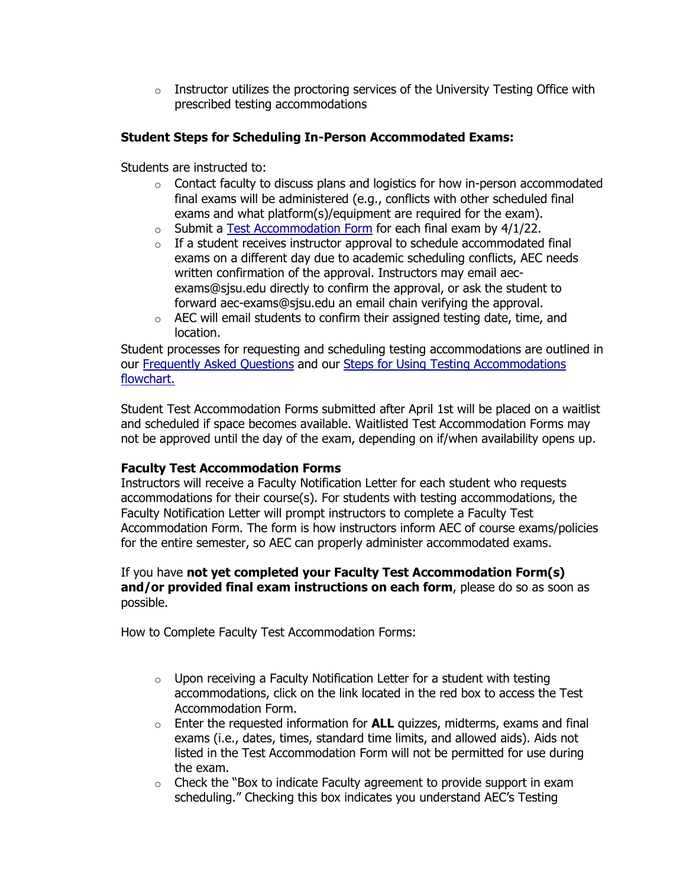- Instructor utilizes the proctoring services of the University Testing Office with prescribed testing accommodations

**Student Steps for Scheduling In-Person Accommodated Exams:**

Students are instructed to:

- Contact faculty to discuss plans and logistics for how in-person accommodated final exams will be administered (e.g., conflicts with other scheduled final exams and what platform(s)/equipment are required for the exam).
- Submit a Test Accommodation Form for each final exam by 4/1/22.
- If a student receives instructor approval to schedule accommodated final exams on a different day due to academic scheduling conflicts, AEC needs written confirmation of the approval. Instructors may email aec-exams@sjsu.edu directly to confirm the approval, or ask the student to forward aec-exams@sjsu.edu an email chain verifying the approval.
- AEC will email students to confirm their assigned testing date, time, and location.

Student processes for requesting and scheduling testing accommodations are outlined in our Frequently Asked Questions and our Steps for Using Testing Accommodations flowchart.

Student Test Accommodation Forms submitted after April 1st will be placed on a waitlist and scheduled if space becomes available. Waitlisted Test Accommodation Forms may not be approved until the day of the exam, depending on if/when availability opens up.

**Faculty Test Accommodation Forms**

Instructors will receive a Faculty Notification Letter for each student who requests accommodations for their course(s). For students with testing accommodations, the Faculty Notification Letter will prompt instructors to complete a Faculty Test Accommodation Form. The form is how instructors inform AEC of course exams/policies for the entire semester, so AEC can properly administer accommodated exams.

If you have **not yet completed your Faculty Test Accommodation Form(s) and/or provided final exam instructions on each form**, please do so as soon as possible.

How to Complete Faculty Test Accommodation Forms:

- Upon receiving a Faculty Notification Letter for a student with testing accommodations, click on the link located in the red box to access the Test Accommodation Form.
- Enter the requested information for **ALL** quizzes, midterms, exams and final exams (i.e., dates, times, standard time limits, and allowed aids). Aids not listed in the Test Accommodation Form will not be permitted for use during the exam.
- Check the "Box to indicate Faculty agreement to provide support in exam scheduling." Checking this box indicates you understand AEC's Testing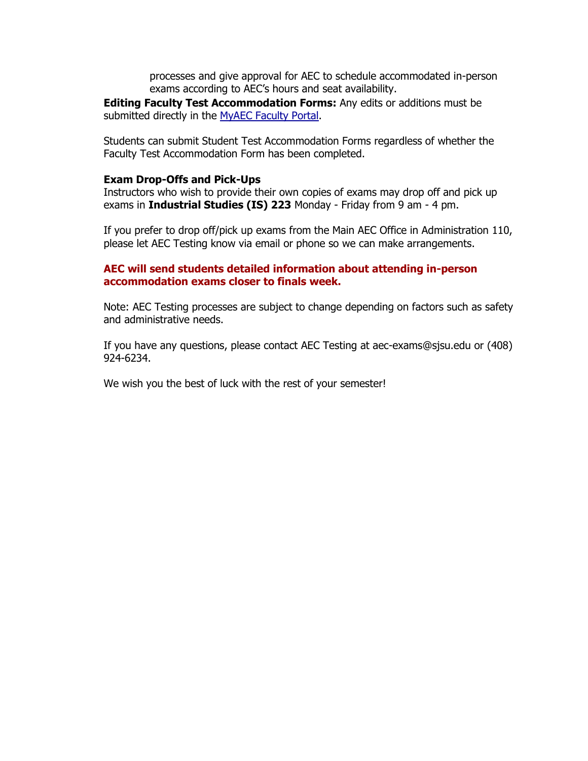processes and give approval for AEC to schedule accommodated in-person exams according to AEC's hours and seat availability.

**Editing Faculty Test Accommodation Forms:** Any edits or additions must be submitted directly in the MyAEC Faculty Portal.

Students can submit Student Test Accommodation Forms regardless of whether the Faculty Test Accommodation Form has been completed.

**Exam Drop-Offs and Pick-Ups**

Instructors who wish to provide their own copies of exams may drop off and pick up exams in **Industrial Studies (IS) 223** Monday - Friday from 9 am - 4 pm.

If you prefer to drop off/pick up exams from the Main AEC Office in Administration 110, please let AEC Testing know via email or phone so we can make arrangements.

**AEC will send students detailed information about attending in-person accommodation exams closer to finals week.**

Note: AEC Testing processes are subject to change depending on factors such as safety and administrative needs.

If you have any questions, please contact AEC Testing at aec-exams@sjsu.edu or (408) 924-6234.

We wish you the best of luck with the rest of your semester!